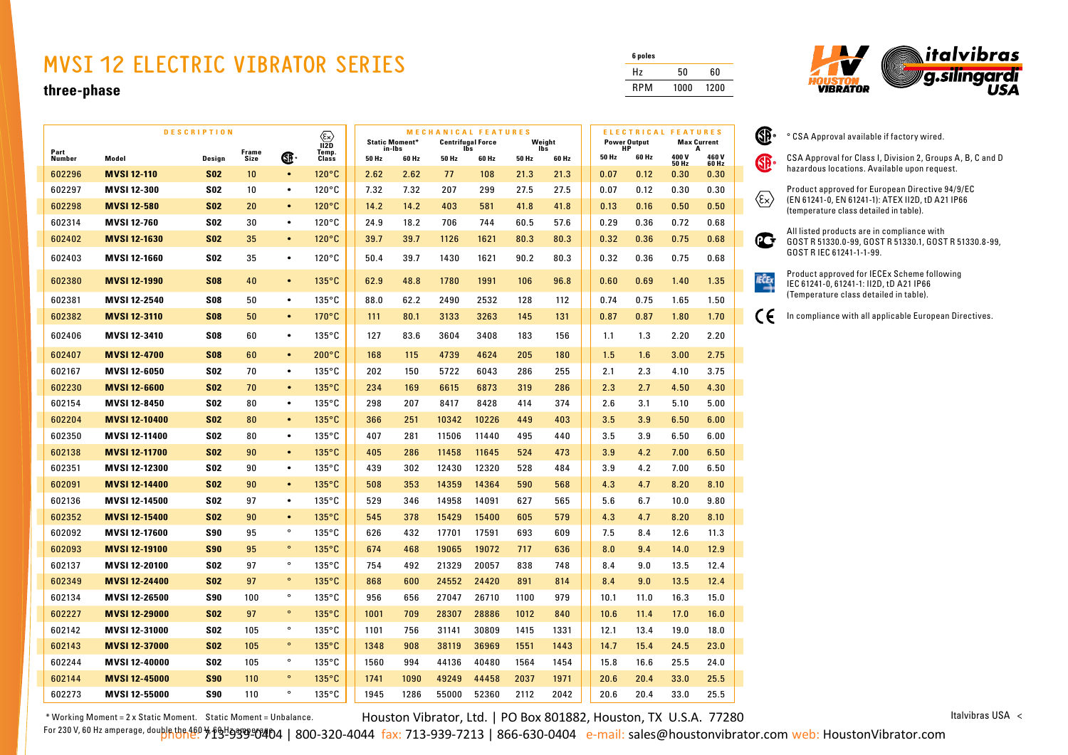# MVSI 12 ELECTRIC VIBRATOR SERIES

**three-phase**

| 6 poles | | |
|---|---|---|
| Hz | 50 | 60 |
| RPM | 1000 | 1200 |

Houston Vibrator | italvibras g.silingardi USA

| DESCRIPTION | | | | | | MECHANICAL FEATURES | | | | | | ELECTRICAL FEATURES | | | |
|---|---|---|---|---|---|---|---|---|---|---|---|---|---|---|---|
| | | | | | Ex II2D Temp. Class | Static Moment* in-lbs | | Centrifugal Force lbs | | Weight lbs | | Power Output HP | | Max Current A | |
| Part Number | Model | Design | Frame Size | CSA | | 50 Hz | 60 Hz | 50 Hz | 60 Hz | 50 Hz | 60 Hz | 50 Hz | 60 Hz | 400 V 50 Hz | 460 V 60 Hz |
| 602296 | **MVSI 12-110** | **S02** | 10 | • | 120°C | 2.62 | 2.62 | 77 | 108 | 21.3 | 21.3 | 0.07 | 0.12 | 0.30 | 0.30 |
| 602297 | **MVSI 12-300** | **S02** | 10 | • | 120°C | 7.32 | 7.32 | 207 | 299 | 27.5 | 27.5 | 0.07 | 0.12 | 0.30 | 0.30 |
| 602298 | **MVSI 12-580** | **S02** | 20 | • | 120°C | 14.2 | 14.2 | 403 | 581 | 41.8 | 41.8 | 0.13 | 0.16 | 0.50 | 0.50 |
| 602314 | **MVSI 12-760** | **S02** | 30 | • | 120°C | 24.9 | 18.2 | 706 | 744 | 60.5 | 57.6 | 0.29 | 0.36 | 0.72 | 0.68 |
| 602402 | **MVSI 12-1630** | **S02** | 35 | • | 120°C | 39.7 | 39.7 | 1126 | 1621 | 80.3 | 80.3 | 0.32 | 0.36 | 0.75 | 0.68 |
| 602403 | **MVSI 12-1660** | **S02** | 35 | • | 120°C | 50.4 | 39.7 | 1430 | 1621 | 90.2 | 80.3 | 0.32 | 0.36 | 0.75 | 0.68 |
| 602380 | **MVSI 12-1990** | **S08** | 40 | • | 135°C | 62.9 | 48.8 | 1780 | 1991 | 106 | 96.8 | 0.60 | 0.69 | 1.40 | 1.35 |
| 602381 | **MVSI 12-2540** | **S08** | 50 | • | 135°C | 88.0 | 62.2 | 2490 | 2532 | 128 | 112 | 0.74 | 0.75 | 1.65 | 1.50 |
| 602382 | **MVSI 12-3110** | **S08** | 50 | • | 170°C | 111 | 80.1 | 3133 | 3263 | 145 | 131 | 0.87 | 0.87 | 1.80 | 1.70 |
| 602406 | **MVSI 12-3410** | **S08** | 60 | • | 135°C | 127 | 83.6 | 3604 | 3408 | 183 | 156 | 1.1 | 1.3 | 2.20 | 2.20 |
| 602407 | **MVSI 12-4700** | **S08** | 60 | • | 200°C | 168 | 115 | 4739 | 4624 | 205 | 180 | 1.5 | 1.6 | 3.00 | 2.75 |
| 602167 | **MVSI 12-6050** | **S02** | 70 | • | 135°C | 202 | 150 | 5722 | 6043 | 286 | 255 | 2.1 | 2.3 | 4.10 | 3.75 |
| 602230 | **MVSI 12-6600** | **S02** | 70 | • | 135°C | 234 | 169 | 6615 | 6873 | 319 | 286 | 2.3 | 2.7 | 4.50 | 4.30 |
| 602154 | **MVSI 12-8450** | **S02** | 80 | • | 135°C | 298 | 207 | 8417 | 8428 | 414 | 374 | 2.6 | 3.1 | 5.10 | 5.00 |
| 602204 | **MVSI 12-10400** | **S02** | 80 | • | 135°C | 366 | 251 | 10342 | 10226 | 449 | 403 | 3.5 | 3.9 | 6.50 | 6.00 |
| 602350 | **MVSI 12-11400** | **S02** | 80 | • | 135°C | 407 | 281 | 11506 | 11440 | 495 | 440 | 3.5 | 3.9 | 6.50 | 6.00 |
| 602138 | **MVSI 12-11700** | **S02** | 90 | • | 135°C | 405 | 286 | 11458 | 11645 | 524 | 473 | 3.9 | 4.2 | 7.00 | 6.50 |
| 602351 | **MVSI 12-12300** | **S02** | 90 | • | 135°C | 439 | 302 | 12430 | 12320 | 528 | 484 | 3.9 | 4.2 | 7.00 | 6.50 |
| 602091 | **MVSI 12-14400** | **S02** | 90 | • | 135°C | 508 | 353 | 14359 | 14364 | 590 | 568 | 4.3 | 4.7 | 8.20 | 8.10 |
| 602136 | **MVSI 12-14500** | **S02** | 97 | • | 135°C | 529 | 346 | 14958 | 14091 | 627 | 565 | 5.6 | 6.7 | 10.0 | 9.80 |
| 602352 | **MVSI 12-15400** | **S02** | 90 | • | 135°C | 545 | 378 | 15429 | 15400 | 605 | 579 | 4.3 | 4.7 | 8.20 | 8.10 |
| 602092 | **MVSI 12-17600** | **S90** | 95 | ° | 135°C | 626 | 432 | 17701 | 17591 | 693 | 609 | 7.5 | 8.4 | 12.6 | 11.3 |
| 602093 | **MVSI 12-19100** | **S90** | 95 | ° | 135°C | 674 | 468 | 19065 | 19072 | 717 | 636 | 8.0 | 9.4 | 14.0 | 12.9 |
| 602137 | **MVSI 12-20100** | **S02** | 97 | ° | 135°C | 754 | 492 | 21329 | 20057 | 838 | 748 | 8.4 | 9.0 | 13.5 | 12.4 |
| 602349 | **MVSI 12-24400** | **S02** | 97 | ° | 135°C | 868 | 600 | 24552 | 24420 | 891 | 814 | 8.4 | 9.0 | 13.5 | 12.4 |
| 602134 | **MVSI 12-26500** | **S90** | 100 | ° | 135°C | 956 | 656 | 27047 | 26710 | 1100 | 979 | 10.1 | 11.0 | 16.3 | 15.0 |
| 602227 | **MVSI 12-29000** | **S02** | 97 | ° | 135°C | 1001 | 709 | 28307 | 28886 | 1012 | 840 | 10.6 | 11.4 | 17.0 | 16.0 |
| 602142 | **MVSI 12-31000** | **S02** | 105 | ° | 135°C | 1101 | 756 | 31141 | 30809 | 1415 | 1331 | 12.1 | 13.4 | 19.0 | 18.0 |
| 602143 | **MVSI 12-37000** | **S02** | 105 | ° | 135°C | 1348 | 908 | 38119 | 36969 | 1551 | 1443 | 14.7 | 15.4 | 24.5 | 23.0 |
| 602244 | **MVSI 12-40000** | **S02** | 105 | ° | 135°C | 1560 | 994 | 44136 | 40480 | 1564 | 1454 | 15.8 | 16.6 | 25.5 | 24.0 |
| 602144 | **MVSI 12-45000** | **S90** | 110 | ° | 135°C | 1741 | 1090 | 49249 | 44458 | 2037 | 1971 | 20.6 | 20.4 | 33.0 | 25.5 |
| 602273 | **MVSI 12-55000** | **S90** | 110 | ° | 135°C | 1945 | 1286 | 55000 | 52360 | 2112 | 2042 | 20.6 | 20.4 | 33.0 | 25.5 |

\* Working Moment = 2 x Static Moment. Static Moment = Unbalance.

For 230 V, 60 Hz amperage, double the 460 V, 60 Hz amperage.

- ° CSA Approval available if factory wired.
- CSA Approval for Class I, Division 2, Groups A, B, C and D hazardous locations. Available upon request.
- Product approved for European Directive 94/9/EC (EN 61241-0, EN 61241-1): ATEX II2D, tD A21 IP66 (temperature class detailed in table).
- All listed products are in compliance with GOST R 51330.0-99, GOST R 51330.1, GOST R 51330.8-99, GOST R IEC 61241-1-1-99.
- Product approved for IECEx Scheme following IEC 61241-0, 61241-1: II2D, tD A21 IP66 (Temperature class detailed in table).
- In compliance with all applicable European Directives.

Houston Vibrator, Ltd. | PO Box 801882, Houston, TX U.S.A. 77280

phone: 713-939-0404 | 800-320-4044 fax: 713-939-7213 | 866-630-0404 e-mail: sales@houstonvibrator.com web: HoustonVibrator.com

Italvibras USA <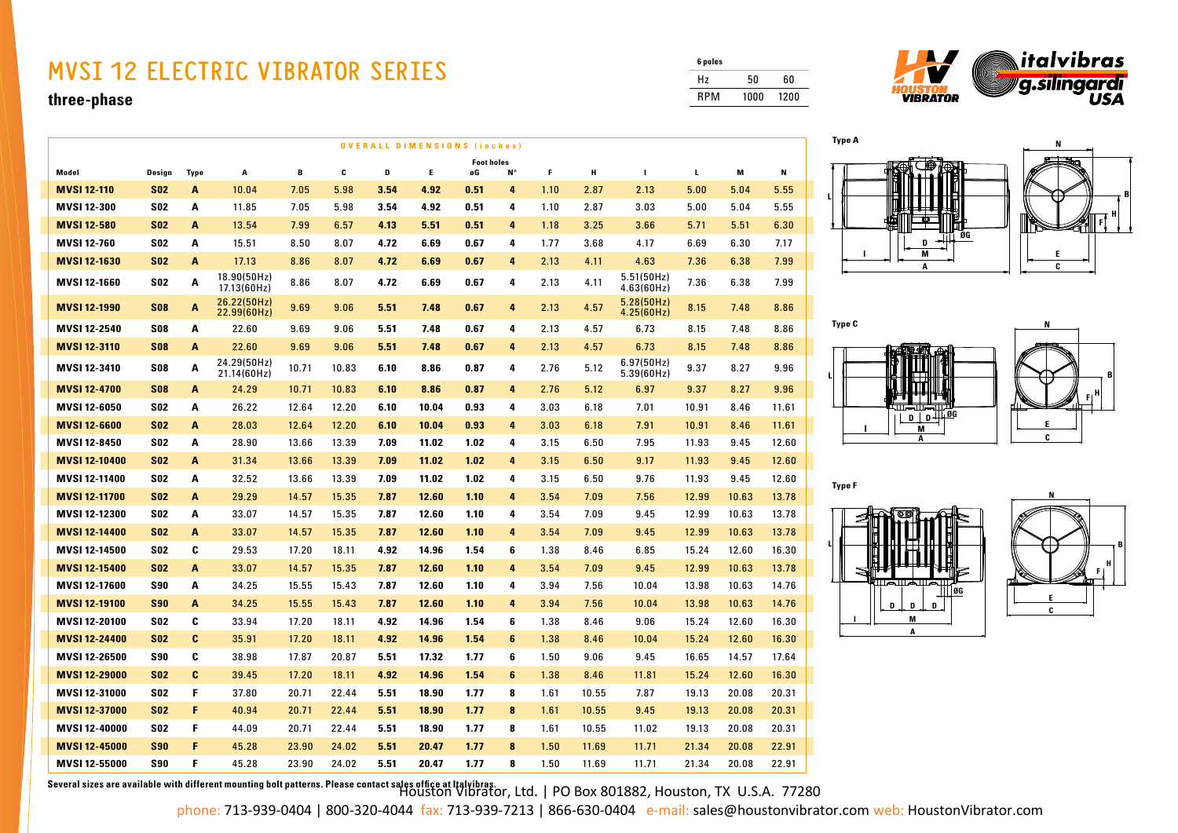# MVSI 12 ELECTRIC VIBRATOR SERIES

**three-phase**

| 6 poles | | |
|---|---|---|
| Hz | 50 | 60 |
| RPM | 1000 | 1200 |

| OVERALL DIMENSIONS (inches) | | | | | | | | | | | | | | | |
|---|---|---|---|---|---|---|---|---|---|---|---|---|---|---|---|
| | | | | | | | | Foot holes | | | | | | | |
| Model | Design | Type | A | B | C | D | E | øG | N° | F | H | I | L | M | N |
| **MVSI 12-110** | **S02** | **A** | 10.04 | 7.05 | 5.98 | **3.54** | **4.92** | **0.51** | **4** | 1.10 | 2.87 | 2.13 | 5.00 | 5.04 | 5.55 |
| **MVSI 12-300** | **S02** | **A** | 11.85 | 7.05 | 5.98 | **3.54** | **4.92** | **0.51** | **4** | 1.10 | 2.87 | 3.03 | 5.00 | 5.04 | 5.55 |
| **MVSI 12-580** | **S02** | **A** | 13.54 | 7.99 | 6.57 | **4.13** | **5.51** | **0.51** | **4** | 1.18 | 3.25 | 3.66 | 5.71 | 5.51 | 6.30 |
| **MVSI 12-760** | **S02** | **A** | 15.51 | 8.50 | 8.07 | **4.72** | **6.69** | **0.67** | **4** | 1.77 | 3.68 | 4.17 | 6.69 | 6.30 | 7.17 |
| **MVSI 12-1630** | **S02** | **A** | 17.13 | 8.86 | 8.07 | **4.72** | **6.69** | **0.67** | **4** | 2.13 | 4.11 | 4.63 | 7.36 | 6.38 | 7.99 |
| **MVSI 12-1660** | **S02** | **A** | 18.90(50Hz) 17.13(60Hz) | 8.86 | 8.07 | **4.72** | **6.69** | **0.67** | **4** | 2.13 | 4.11 | 5.51(50Hz) 4.63(60Hz) | 7.36 | 6.38 | 7.99 |
| **MVSI 12-1990** | **S08** | **A** | 26.22(50Hz) 22.99(60Hz) | 9.69 | 9.06 | **5.51** | **7.48** | **0.67** | **4** | 2.13 | 4.57 | 5.28(50Hz) 4.25(60Hz) | 8.15 | 7.48 | 8.86 |
| **MVSI 12-2540** | **S08** | **A** | 22.60 | 9.69 | 9.06 | **5.51** | **7.48** | **0.67** | **4** | 2.13 | 4.57 | 6.73 | 8.15 | 7.48 | 8.86 |
| **MVSI 12-3110** | **S08** | **A** | 22.60 | 9.69 | 9.06 | **5.51** | **7.48** | **0.67** | **4** | 2.13 | 4.57 | 6.73 | 8.15 | 7.48 | 8.86 |
| **MVSI 12-3410** | **S08** | **A** | 24.29(50Hz) 21.14(60Hz) | 10.71 | 10.83 | **6.10** | **8.86** | **0.87** | **4** | 2.76 | 5.12 | 6.97(50Hz) 5.39(60Hz) | 9.37 | 8.27 | 9.96 |
| **MVSI 12-4700** | **S08** | **A** | 24.29 | 10.71 | 10.83 | **6.10** | **8.86** | **0.87** | **4** | 2.76 | 5.12 | 6.97 | 9.37 | 8.27 | 9.96 |
| **MVSI 12-6050** | **S02** | **A** | 26.22 | 12.64 | 12.20 | **6.10** | **10.04** | **0.93** | **4** | 3.03 | 6.18 | 7.01 | 10.91 | 8.46 | 11.61 |
| **MVSI 12-6600** | **S02** | **A** | 28.03 | 12.64 | 12.20 | **6.10** | **10.04** | **0.93** | **4** | 3.03 | 6.18 | 7.91 | 10.91 | 8.46 | 11.61 |
| **MVSI 12-8450** | **S02** | **A** | 28.90 | 13.66 | 13.39 | **7.09** | **11.02** | **1.02** | **4** | 3.15 | 6.50 | 7.95 | 11.93 | 9.45 | 12.60 |
| **MVSI 12-10400** | **S02** | **A** | 31.34 | 13.66 | 13.39 | **7.09** | **11.02** | **1.02** | **4** | 3.15 | 6.50 | 9.17 | 11.93 | 9.45 | 12.60 |
| **MVSI 12-11400** | **S02** | **A** | 32.52 | 13.66 | 13.39 | **7.09** | **11.02** | **1.02** | **4** | 3.15 | 6.50 | 9.76 | 11.93 | 9.45 | 12.60 |
| **MVSI 12-11700** | **S02** | **A** | 29.29 | 14.57 | 15.35 | **7.87** | **12.60** | **1.10** | **4** | 3.54 | 7.09 | 7.56 | 12.99 | 10.63 | 13.78 |
| **MVSI 12-12300** | **S02** | **A** | 33.07 | 14.57 | 15.35 | **7.87** | **12.60** | **1.10** | **4** | 3.54 | 7.09 | 9.45 | 12.99 | 10.63 | 13.78 |
| **MVSI 12-14400** | **S02** | **A** | 33.07 | 14.57 | 15.35 | **7.87** | **12.60** | **1.10** | **4** | 3.54 | 7.09 | 9.45 | 12.99 | 10.63 | 13.78 |
| **MVSI 12-14500** | **S02** | **C** | 29.53 | 17.20 | 18.11 | **4.92** | **14.96** | **1.54** | **6** | 1.38 | 8.46 | 6.85 | 15.24 | 12.60 | 16.30 |
| **MVSI 12-15400** | **S02** | **A** | 33.07 | 14.57 | 15.35 | **7.87** | **12.60** | **1.10** | **4** | 3.54 | 7.09 | 9.45 | 12.99 | 10.63 | 13.78 |
| **MVSI 12-17600** | **S90** | **A** | 34.25 | 15.55 | 15.43 | **7.87** | **12.60** | **1.10** | **4** | 3.94 | 7.56 | 10.04 | 13.98 | 10.63 | 14.76 |
| **MVSI 12-19100** | **S90** | **A** | 34.25 | 15.55 | 15.43 | **7.87** | **12.60** | **1.10** | **4** | 3.94 | 7.56 | 10.04 | 13.98 | 10.63 | 14.76 |
| **MVSI 12-20100** | **S02** | **C** | 33.94 | 17.20 | 18.11 | **4.92** | **14.96** | **1.54** | **6** | 1.38 | 8.46 | 9.06 | 15.24 | 12.60 | 16.30 |
| **MVSI 12-24400** | **S02** | **C** | 35.91 | 17.20 | 18.11 | **4.92** | **14.96** | **1.54** | **6** | 1.38 | 8.46 | 10.04 | 15.24 | 12.60 | 16.30 |
| **MVSI 12-26500** | **S90** | **C** | 38.98 | 17.87 | 20.87 | **5.51** | **17.32** | **1.77** | **6** | 1.50 | 9.06 | 9.45 | 16.65 | 14.57 | 17.64 |
| **MVSI 12-29000** | **S02** | **C** | 39.45 | 17.20 | 18.11 | **4.92** | **14.96** | **1.54** | **6** | 1.38 | 8.46 | 11.81 | 15.24 | 12.60 | 16.30 |
| **MVSI 12-31000** | **S02** | **F** | 37.80 | 20.71 | 22.44 | **5.51** | **18.90** | **1.77** | **8** | 1.61 | 10.55 | 7.87 | 19.13 | 20.08 | 20.31 |
| **MVSI 12-37000** | **S02** | **F** | 40.94 | 20.71 | 22.44 | **5.51** | **18.90** | **1.77** | **8** | 1.61 | 10.55 | 9.45 | 19.13 | 20.08 | 20.31 |
| **MVSI 12-40000** | **S02** | **F** | 44.09 | 20.71 | 22.44 | **5.51** | **18.90** | **1.77** | **8** | 1.61 | 10.55 | 11.02 | 19.13 | 20.08 | 20.31 |
| **MVSI 12-45000** | **S90** | **F** | 45.28 | 23.90 | 24.02 | **5.51** | **20.47** | **1.77** | **8** | 1.50 | 11.69 | 11.71 | 21.34 | 20.08 | 22.91 |
| **MVSI 12-55000** | **S90** | **F** | 45.28 | 23.90 | 24.02 | **5.51** | **20.47** | **1.77** | **8** | 1.50 | 11.69 | 11.71 | 21.34 | 20.08 | 22.91 |

**Several sizes are available with different mounting bolt patterns. Please contact sales office at Italvibras.**

Type A

Type C

Type F

Houston Vibrator, Ltd. | PO Box 801882, Houston, TX U.S.A. 77280

phone: 713-939-0404 | 800-320-4044 fax: 713-939-7213 | 866-630-0404 e-mail: sales@houstonvibrator.com web: HoustonVibrator.com